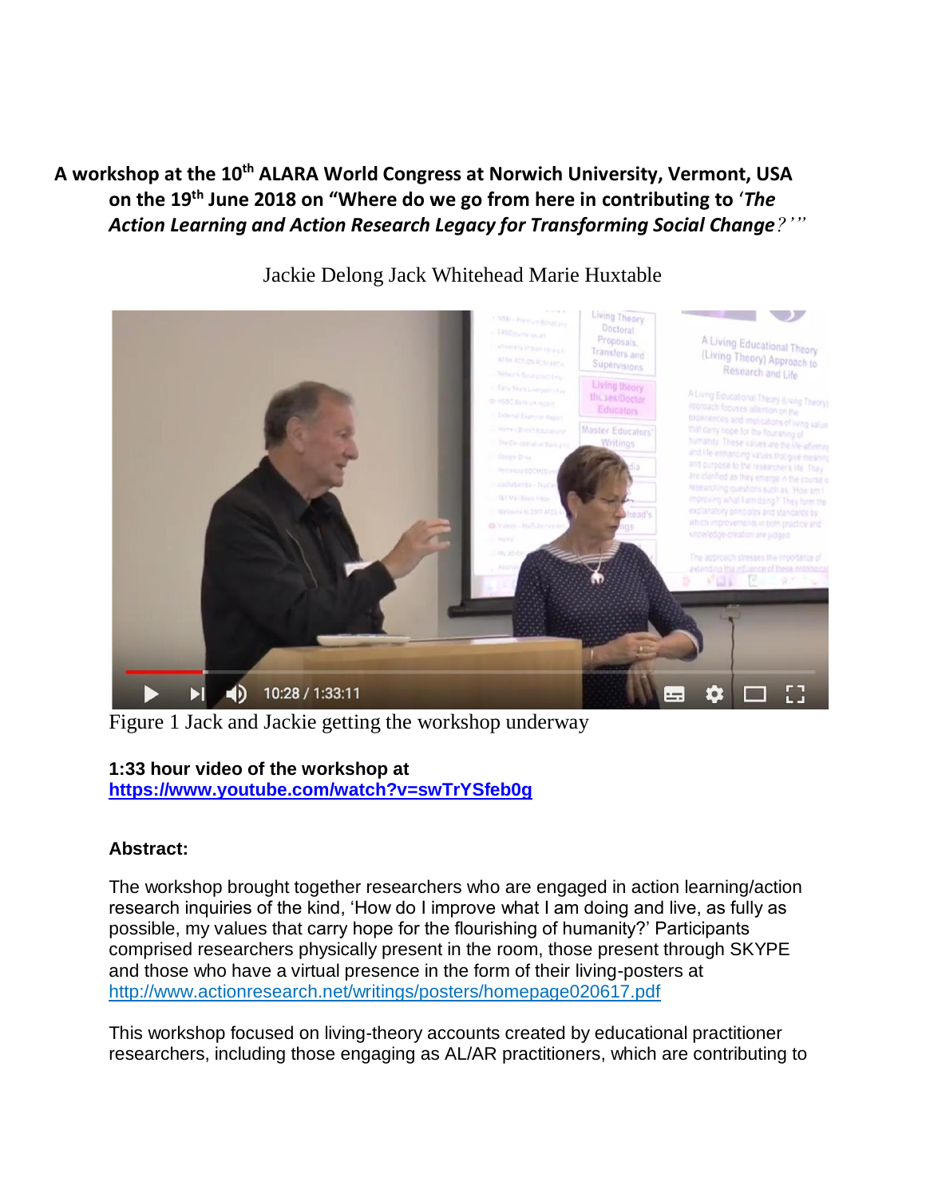**A workshop at the 10th ALARA World Congress at Norwich University, Vermont, USA on the 19th June 2018 on "Where do we go from here in contributing to '*The Action Learning and Action Research Legacy for Transforming Social Change*?'"**

Jackie Delong Jack Whitehead Marie Huxtable

Figure 1 Jack and Jackie getting the workshop underway

**1:33 hour video of the workshop at**
**https://www.youtube.com/watch?v=swTrYSfeb0g**

**Abstract:**

The workshop brought together researchers who are engaged in action learning/action research inquiries of the kind, 'How do I improve what I am doing and live, as fully as possible, my values that carry hope for the flourishing of humanity?' Participants comprised researchers physically present in the room, those present through SKYPE and those who have a virtual presence in the form of their living-posters at http://www.actionresearch.net/writings/posters/homepage020617.pdf

This workshop focused on living-theory accounts created by educational practitioner researchers, including those engaging as AL/AR practitioners, which are contributing to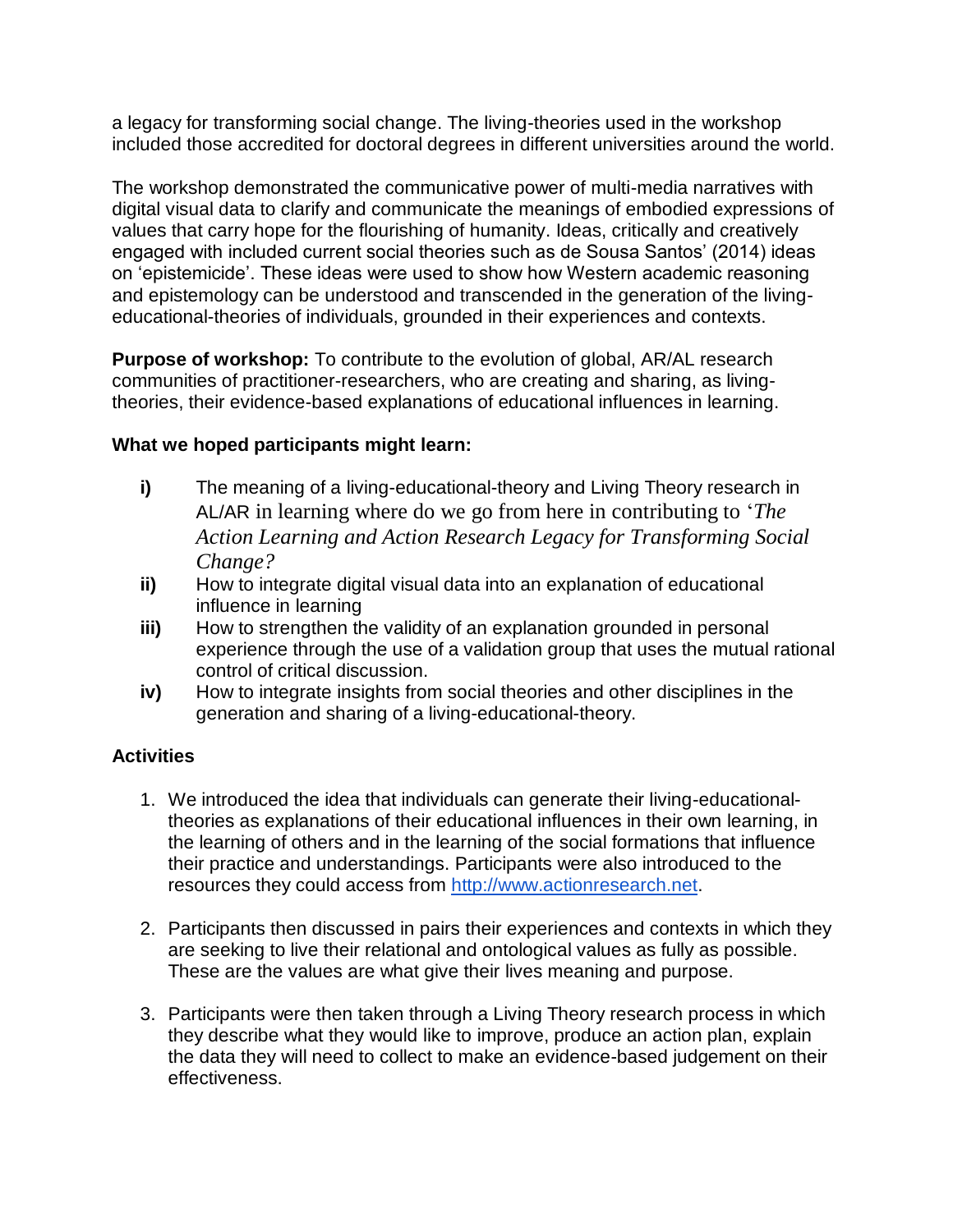a legacy for transforming social change. The living-theories used in the workshop included those accredited for doctoral degrees in different universities around the world.

The workshop demonstrated the communicative power of multi-media narratives with digital visual data to clarify and communicate the meanings of embodied expressions of values that carry hope for the flourishing of humanity. Ideas, critically and creatively engaged with included current social theories such as de Sousa Santos' (2014) ideas on 'epistemicide'. These ideas were used to show how Western academic reasoning and epistemology can be understood and transcended in the generation of the living-educational-theories of individuals, grounded in their experiences and contexts.

**Purpose of workshop:** To contribute to the evolution of global, AR/AL research communities of practitioner-researchers, who are creating and sharing, as living-theories, their evidence-based explanations of educational influences in learning.

**What we hoped participants might learn:**

- **i)** The meaning of a living-educational-theory and Living Theory research in AL/AR in learning where do we go from here in contributing to '*The Action Learning and Action Research Legacy for Transforming Social Change?*
- **ii)** How to integrate digital visual data into an explanation of educational influence in learning
- **iii)** How to strengthen the validity of an explanation grounded in personal experience through the use of a validation group that uses the mutual rational control of critical discussion.
- **iv)** How to integrate insights from social theories and other disciplines in the generation and sharing of a living-educational-theory.

**Activities**

1. We introduced the idea that individuals can generate their living-educational-theories as explanations of their educational influences in their own learning, in the learning of others and in the learning of the social formations that influence their practice and understandings. Participants were also introduced to the resources they could access from [http://www.actionresearch.net](http://www.actionresearch.net).

2. Participants then discussed in pairs their experiences and contexts in which they are seeking to live their relational and ontological values as fully as possible. These are the values are what give their lives meaning and purpose.

3. Participants were then taken through a Living Theory research process in which they describe what they would like to improve, produce an action plan, explain the data they will need to collect to make an evidence-based judgement on their effectiveness.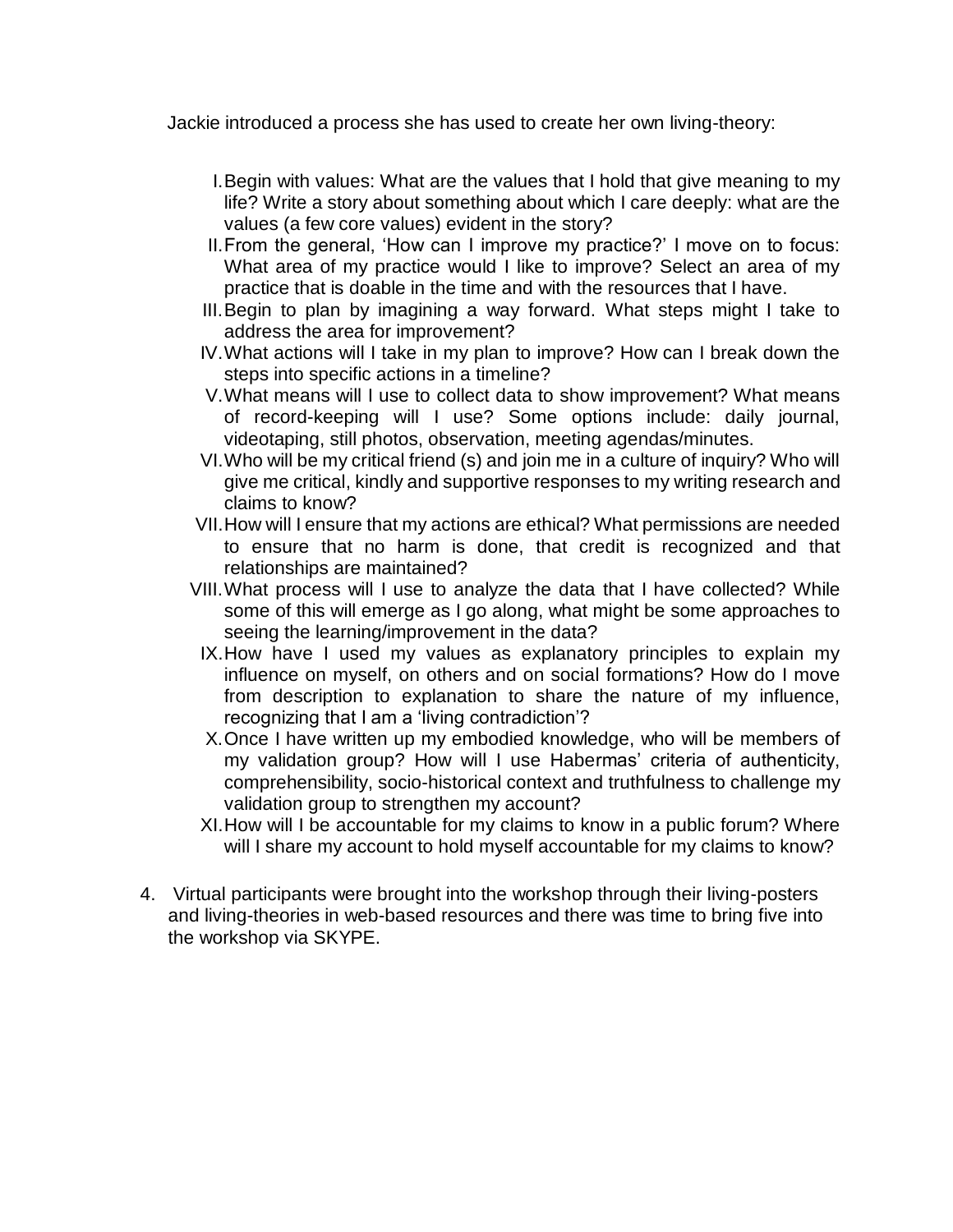Jackie introduced a process she has used to create her own living-theory:

I. Begin with values: What are the values that I hold that give meaning to my life? Write a story about something about which I care deeply: what are the values (a few core values) evident in the story?
II. From the general, 'How can I improve my practice?' I move on to focus: What area of my practice would I like to improve? Select an area of my practice that is doable in the time and with the resources that I have.
III. Begin to plan by imagining a way forward. What steps might I take to address the area for improvement?
IV. What actions will I take in my plan to improve? How can I break down the steps into specific actions in a timeline?
V. What means will I use to collect data to show improvement? What means of record-keeping will I use? Some options include: daily journal, videotaping, still photos, observation, meeting agendas/minutes.
VI. Who will be my critical friend (s) and join me in a culture of inquiry? Who will give me critical, kindly and supportive responses to my writing research and claims to know?
VII. How will I ensure that my actions are ethical? What permissions are needed to ensure that no harm is done, that credit is recognized and that relationships are maintained?
VIII. What process will I use to analyze the data that I have collected? While some of this will emerge as I go along, what might be some approaches to seeing the learning/improvement in the data?
IX. How have I used my values as explanatory principles to explain my influence on myself, on others and on social formations? How do I move from description to explanation to share the nature of my influence, recognizing that I am a 'living contradiction'?
X. Once I have written up my embodied knowledge, who will be members of my validation group? How will I use Habermas' criteria of authenticity, comprehensibility, socio-historical context and truthfulness to challenge my validation group to strengthen my account?
XI. How will I be accountable for my claims to know in a public forum? Where will I share my account to hold myself accountable for my claims to know?

4. Virtual participants were brought into the workshop through their living-posters and living-theories in web-based resources and there was time to bring five into the workshop via SKYPE.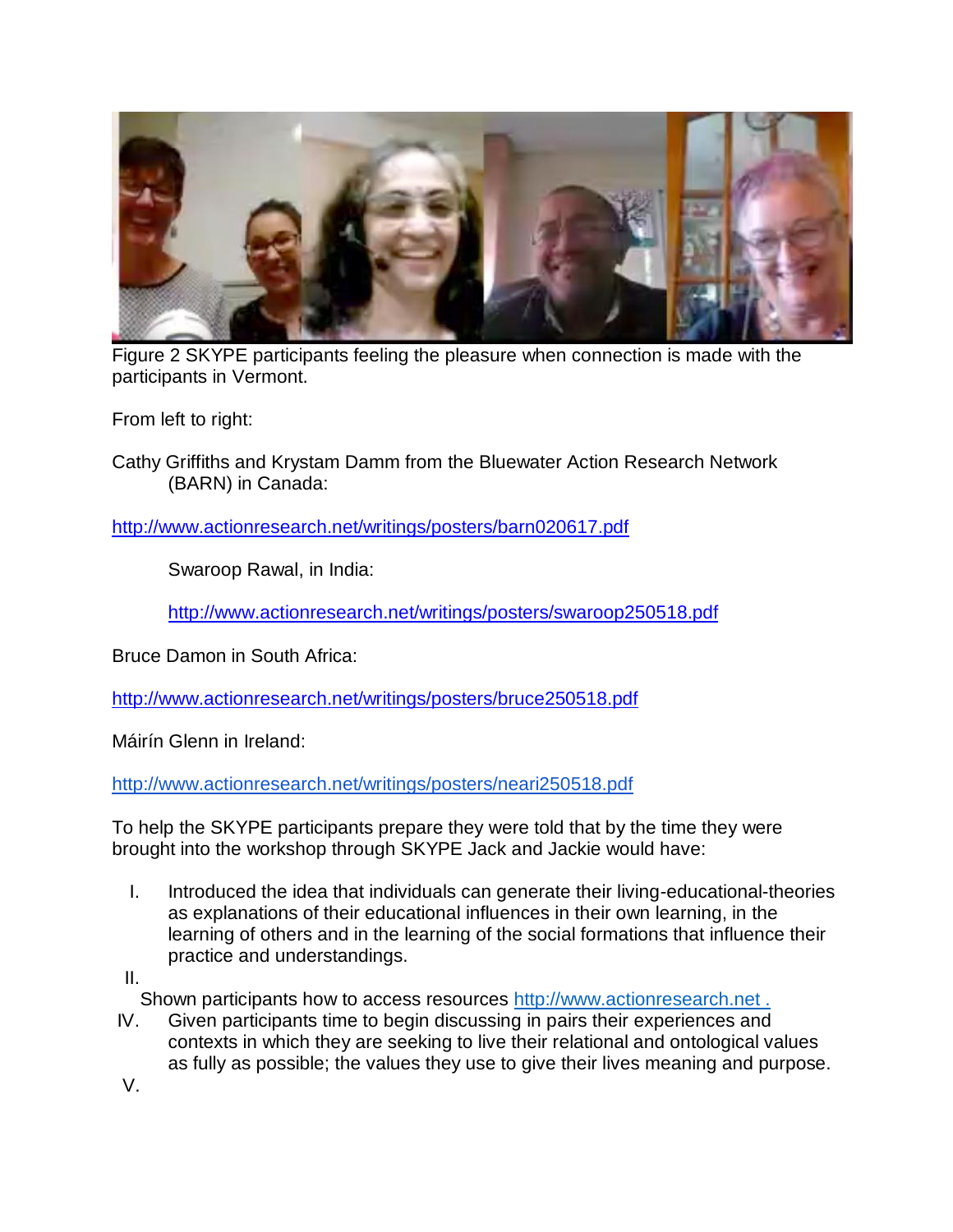Figure 2 SKYPE participants feeling the pleasure when connection is made with the participants in Vermont.

From left to right:

Cathy Griffiths and Krystam Damm from the Bluewater Action Research Network (BARN) in Canada:

http://www.actionresearch.net/writings/posters/barn020617.pdf

Swaroop Rawal, in India:

http://www.actionresearch.net/writings/posters/swaroop250518.pdf

Bruce Damon in South Africa:

http://www.actionresearch.net/writings/posters/bruce250518.pdf

Máirín Glenn in Ireland:

http://www.actionresearch.net/writings/posters/neari250518.pdf

To help the SKYPE participants prepare they were told that by the time they were brought into the workshop through SKYPE Jack and Jackie would have:

I. Introduced the idea that individuals can generate their living-educational-theories as explanations of their educational influences in their own learning, in the learning of others and in the learning of the social formations that influence their practice and understandings.

II.

Shown participants how to access resources http://www.actionresearch.net .

IV. Given participants time to begin discussing in pairs their experiences and contexts in which they are seeking to live their relational and ontological values as fully as possible; the values they use to give their lives meaning and purpose.

V.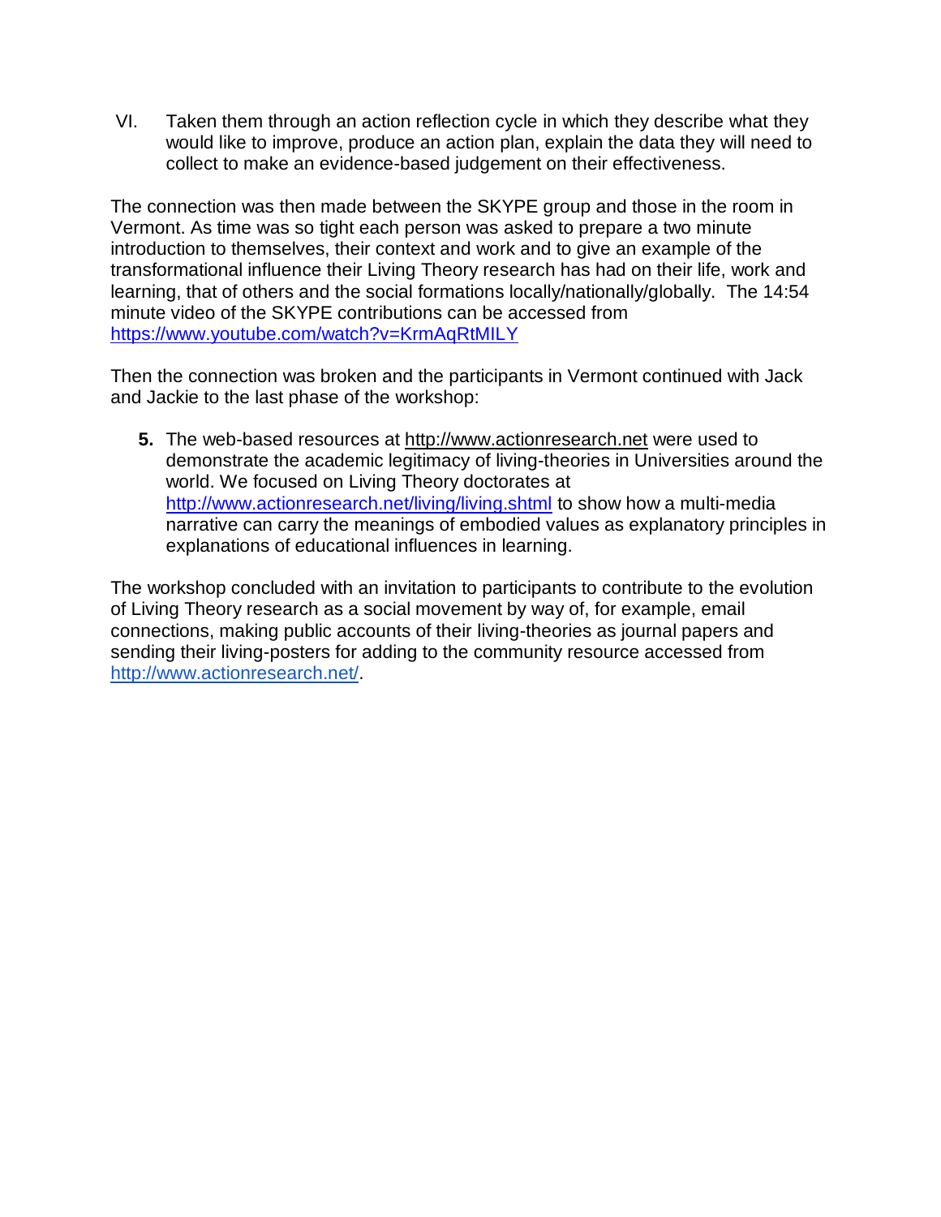VI. Taken them through an action reflection cycle in which they describe what they would like to improve, produce an action plan, explain the data they will need to collect to make an evidence-based judgement on their effectiveness.

The connection was then made between the SKYPE group and those in the room in Vermont. As time was so tight each person was asked to prepare a two minute introduction to themselves, their context and work and to give an example of the transformational influence their Living Theory research has had on their life, work and learning, that of others and the social formations locally/nationally/globally. The 14:54 minute video of the SKYPE contributions can be accessed from https://www.youtube.com/watch?v=KrmAqRtMILY

Then the connection was broken and the participants in Vermont continued with Jack and Jackie to the last phase of the workshop:

**5.** The web-based resources at http://www.actionresearch.net were used to demonstrate the academic legitimacy of living-theories in Universities around the world. We focused on Living Theory doctorates at http://www.actionresearch.net/living/living.shtml to show how a multi-media narrative can carry the meanings of embodied values as explanatory principles in explanations of educational influences in learning.

The workshop concluded with an invitation to participants to contribute to the evolution of Living Theory research as a social movement by way of, for example, email connections, making public accounts of their living-theories as journal papers and sending their living-posters for adding to the community resource accessed from http://www.actionresearch.net/.